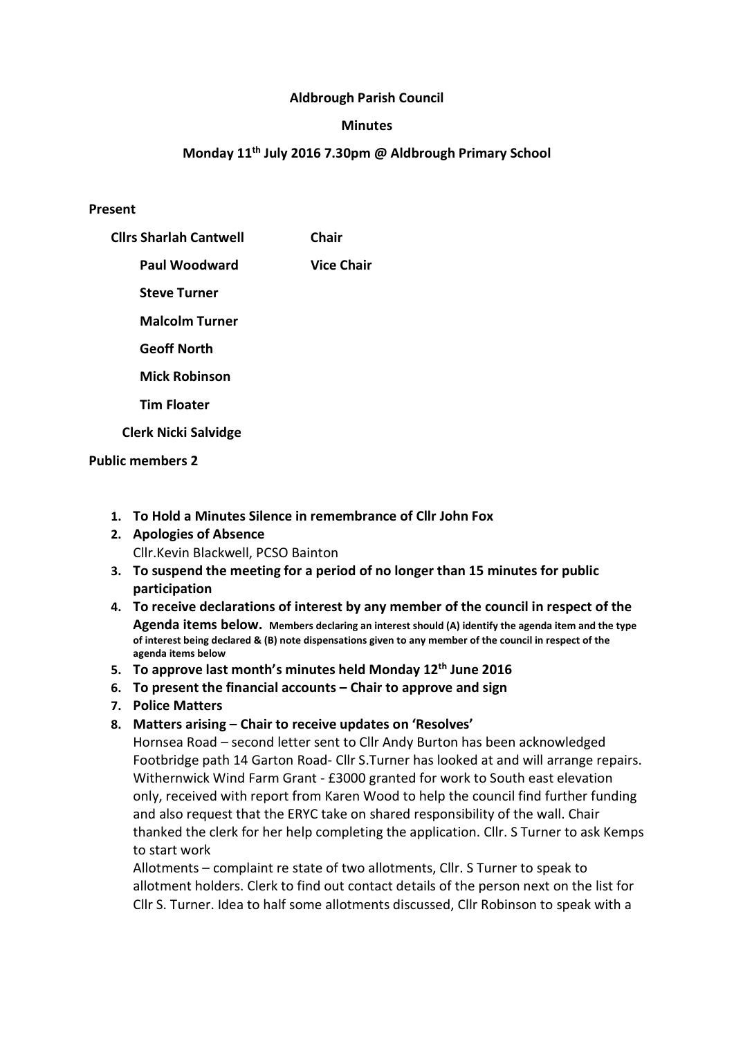**Aldbrough Parish Council**

**Minutes**

**Monday 11th July 2016 7.30pm @ Aldbrough Primary School**

**Present**

**Cllrs Sharlah Cantwell** **Chair**

**Paul Woodward** **Vice Chair**

**Steve Turner**

**Malcolm Turner**

**Geoff North**

**Mick Robinson**

**Tim Floater**

**Clerk Nicki Salvidge**

**Public members 2**

1. **To Hold a Minutes Silence in remembrance of Cllr John Fox**
2. **Apologies of Absence**
   Cllr.Kevin Blackwell, PCSO Bainton
3. **To suspend the meeting for a period of no longer than 15 minutes for public participation**
4. **To receive declarations of interest by any member of the council in respect of the Agenda items below. Members declaring an interest should (A) identify the agenda item and the type of interest being declared & (B) note dispensations given to any member of the council in respect of the agenda items below**
5. **To approve last month's minutes held Monday 12th June 2016**
6. **To present the financial accounts – Chair to approve and sign**
7. **Police Matters**
8. **Matters arising – Chair to receive updates on 'Resolves'**
   Hornsea Road – second letter sent to Cllr Andy Burton has been acknowledged
   Footbridge path 14 Garton Road- Cllr S.Turner has looked at and will arrange repairs.
   Withernwick Wind Farm Grant - £3000 granted for work to South east elevation only, received with report from Karen Wood to help the council find further funding and also request that the ERYC take on shared responsibility of the wall. Chair thanked the clerk for her help completing the application. Cllr. S Turner to ask Kemps to start work
   Allotments – complaint re state of two allotments, Cllr. S Turner to speak to allotment holders. Clerk to find out contact details of the person next on the list for Cllr S. Turner. Idea to half some allotments discussed, Cllr Robinson to speak with a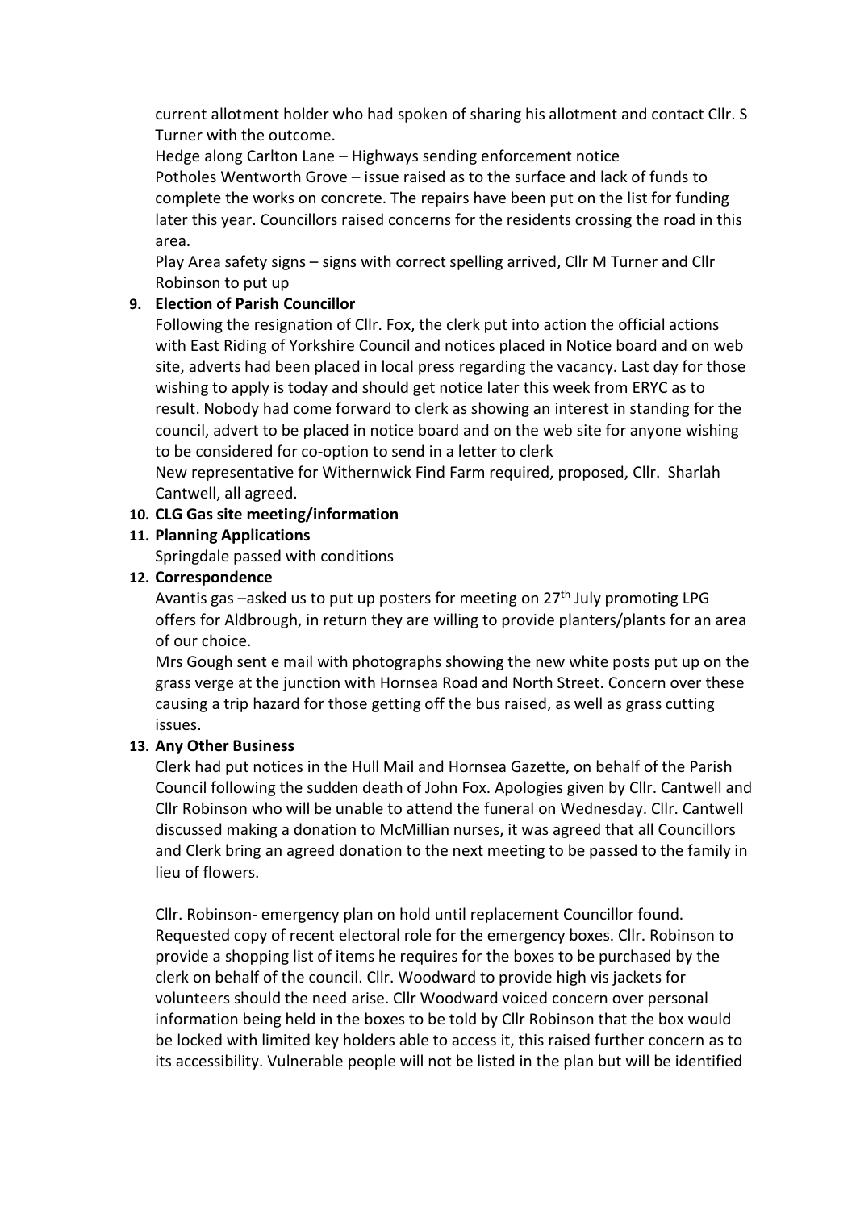current allotment holder who had spoken of sharing his allotment and contact Cllr. S Turner with the outcome.

Hedge along Carlton Lane – Highways sending enforcement notice

Potholes Wentworth Grove – issue raised as to the surface and lack of funds to complete the works on concrete. The repairs have been put on the list for funding later this year. Councillors raised concerns for the residents crossing the road in this area.

Play Area safety signs – signs with correct spelling arrived, Cllr M Turner and Cllr Robinson to put up

9. **Election of Parish Councillor**

   Following the resignation of Cllr. Fox, the clerk put into action the official actions with East Riding of Yorkshire Council and notices placed in Notice board and on web site, adverts had been placed in local press regarding the vacancy. Last day for those wishing to apply is today and should get notice later this week from ERYC as to result. Nobody had come forward to clerk as showing an interest in standing for the council, advert to be placed in notice board and on the web site for anyone wishing to be considered for co-option to send in a letter to clerk

   New representative for Withernwick Find Farm required, proposed, Cllr. Sharlah Cantwell, all agreed.

10. **CLG Gas site meeting/information**

11. **Planning Applications**

    Springdale passed with conditions

12. **Correspondence**

    Avantis gas –asked us to put up posters for meeting on 27th July promoting LPG offers for Aldbrough, in return they are willing to provide planters/plants for an area of our choice.

    Mrs Gough sent e mail with photographs showing the new white posts put up on the grass verge at the junction with Hornsea Road and North Street. Concern over these causing a trip hazard for those getting off the bus raised, as well as grass cutting issues.

13. **Any Other Business**

    Clerk had put notices in the Hull Mail and Hornsea Gazette, on behalf of the Parish Council following the sudden death of John Fox. Apologies given by Cllr. Cantwell and Cllr Robinson who will be unable to attend the funeral on Wednesday. Cllr. Cantwell discussed making a donation to McMillian nurses, it was agreed that all Councillors and Clerk bring an agreed donation to the next meeting to be passed to the family in lieu of flowers.

    Cllr. Robinson- emergency plan on hold until replacement Councillor found. Requested copy of recent electoral role for the emergency boxes. Cllr. Robinson to provide a shopping list of items he requires for the boxes to be purchased by the clerk on behalf of the council. Cllr. Woodward to provide high vis jackets for volunteers should the need arise. Cllr Woodward voiced concern over personal information being held in the boxes to be told by Cllr Robinson that the box would be locked with limited key holders able to access it, this raised further concern as to its accessibility. Vulnerable people will not be listed in the plan but will be identified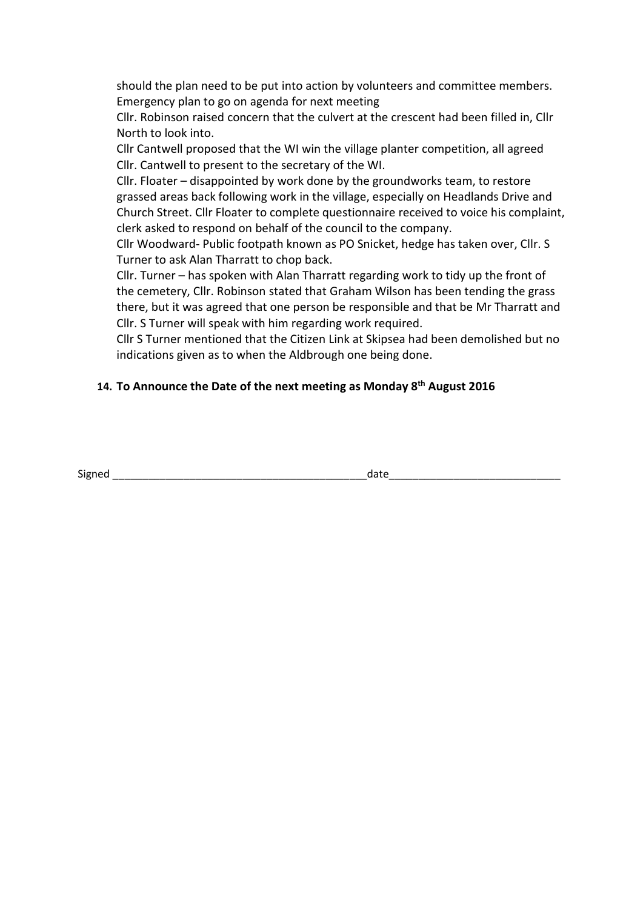should the plan need to be put into action by volunteers and committee members. Emergency plan to go on agenda for next meeting

Cllr. Robinson raised concern that the culvert at the crescent had been filled in, Cllr North to look into.

Cllr Cantwell proposed that the WI win the village planter competition, all agreed Cllr. Cantwell to present to the secretary of the WI.

Cllr. Floater – disappointed by work done by the groundworks team, to restore grassed areas back following work in the village, especially on Headlands Drive and Church Street. Cllr Floater to complete questionnaire received to voice his complaint, clerk asked to respond on behalf of the council to the company.

Cllr Woodward- Public footpath known as PO Snicket, hedge has taken over, Cllr. S Turner to ask Alan Tharratt to chop back.

Cllr. Turner – has spoken with Alan Tharratt regarding work to tidy up the front of the cemetery, Cllr. Robinson stated that Graham Wilson has been tending the grass there, but it was agreed that one person be responsible and that be Mr Tharratt and Cllr. S Turner will speak with him regarding work required.

Cllr S Turner mentioned that the Citizen Link at Skipsea had been demolished but no indications given as to when the Aldbrough one being done.

**14. To Announce the Date of the next meeting as Monday 8th August 2016**

Signed ___________________________________________date_____________________________